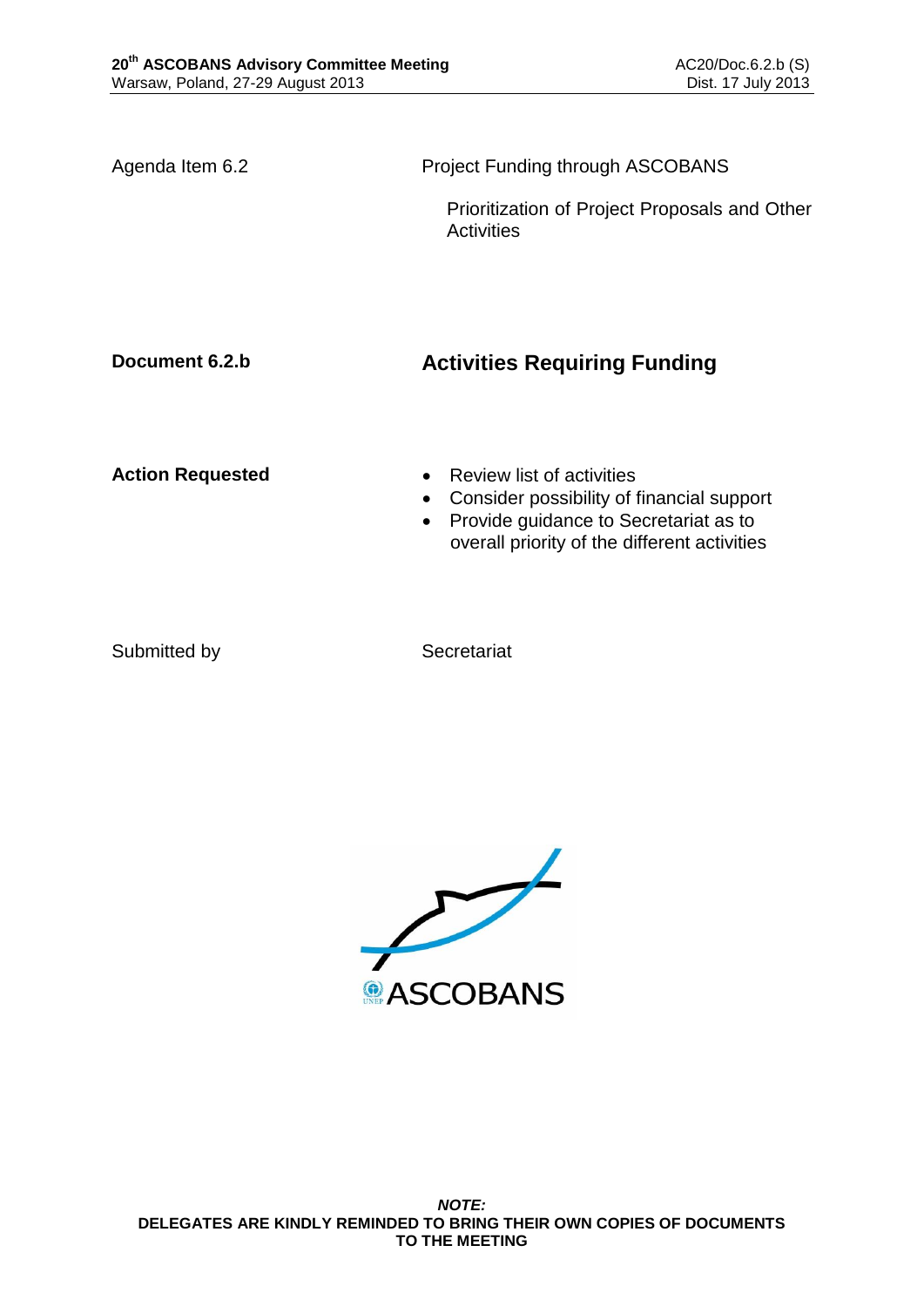20th ASCOBANS Advisory Committee Meeting
Warsaw, Poland, 27-29 August 2013

AC20/Doc.6.2.b (S)
Dist. 17 July 2013

| | |
|---|---|
| Agenda Item 6.2 | Project Funding through ASCOBANS<br><br>Prioritization of Project Proposals and Other Activities |
| **Document 6.2.b** | **Activities Requiring Funding** |
| **Action Requested** | • Review list of activities<br>• Consider possibility of financial support<br>• Provide guidance to Secretariat as to overall priority of the different activities |
| Submitted by | Secretariat |

***NOTE:***
**DELEGATES ARE KINDLY REMINDED TO BRING THEIR OWN COPIES OF DOCUMENTS TO THE MEETING**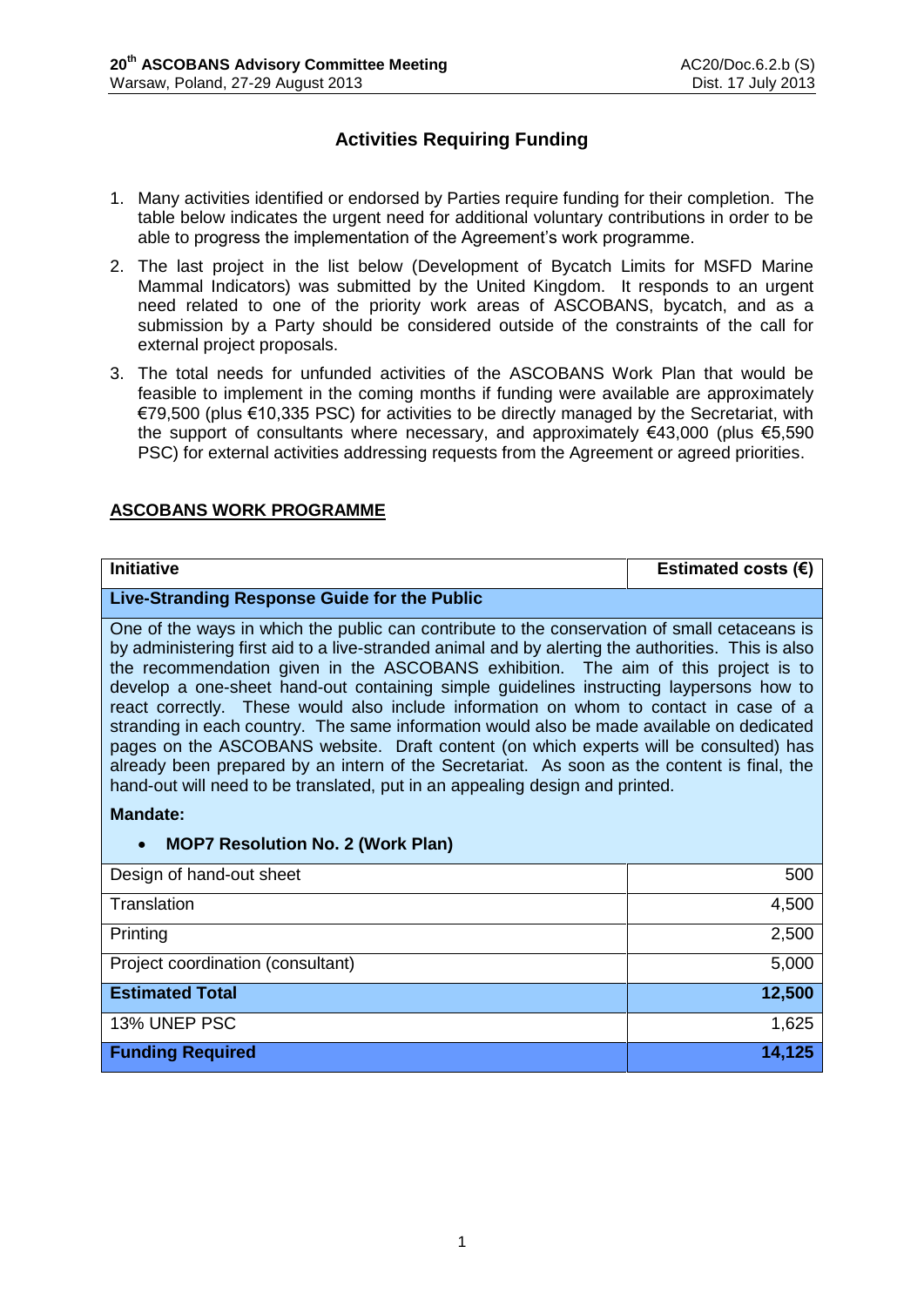# Activities Requiring Funding

1. Many activities identified or endorsed by Parties require funding for their completion. The table below indicates the urgent need for additional voluntary contributions in order to be able to progress the implementation of the Agreement's work programme.
2. The last project in the list below (Development of Bycatch Limits for MSFD Marine Mammal Indicators) was submitted by the United Kingdom. It responds to an urgent need related to one of the priority work areas of ASCOBANS, bycatch, and as a submission by a Party should be considered outside of the constraints of the call for external project proposals.
3. The total needs for unfunded activities of the ASCOBANS Work Plan that would be feasible to implement in the coming months if funding were available are approximately €79,500 (plus €10,335 PSC) for activities to be directly managed by the Secretariat, with the support of consultants where necessary, and approximately €43,000 (plus €5,590 PSC) for external activities addressing requests from the Agreement or agreed priorities.

## ASCOBANS WORK PROGRAMME

| Initiative | Estimated costs (€) |
|---|---|
| **Live-Stranding Response Guide for the Public** | |
| One of the ways in which the public can contribute to the conservation of small cetaceans is by administering first aid to a live-stranded animal and by alerting the authorities. This is also the recommendation given in the ASCOBANS exhibition. The aim of this project is to develop a one-sheet hand-out containing simple guidelines instructing laypersons how to react correctly. These would also include information on whom to contact in case of a stranding in each country. The same information would also be made available on dedicated pages on the ASCOBANS website. Draft content (on which experts will be consulted) has already been prepared by an intern of the Secretariat. As soon as the content is final, the hand-out will need to be translated, put in an appealing design and printed. **Mandate:** • **MOP7 Resolution No. 2 (Work Plan)** | |
| Design of hand-out sheet | 500 |
| Translation | 4,500 |
| Printing | 2,500 |
| Project coordination (consultant) | 5,000 |
| **Estimated Total** | **12,500** |
| 13% UNEP PSC | 1,625 |
| **Funding Required** | **14,125** |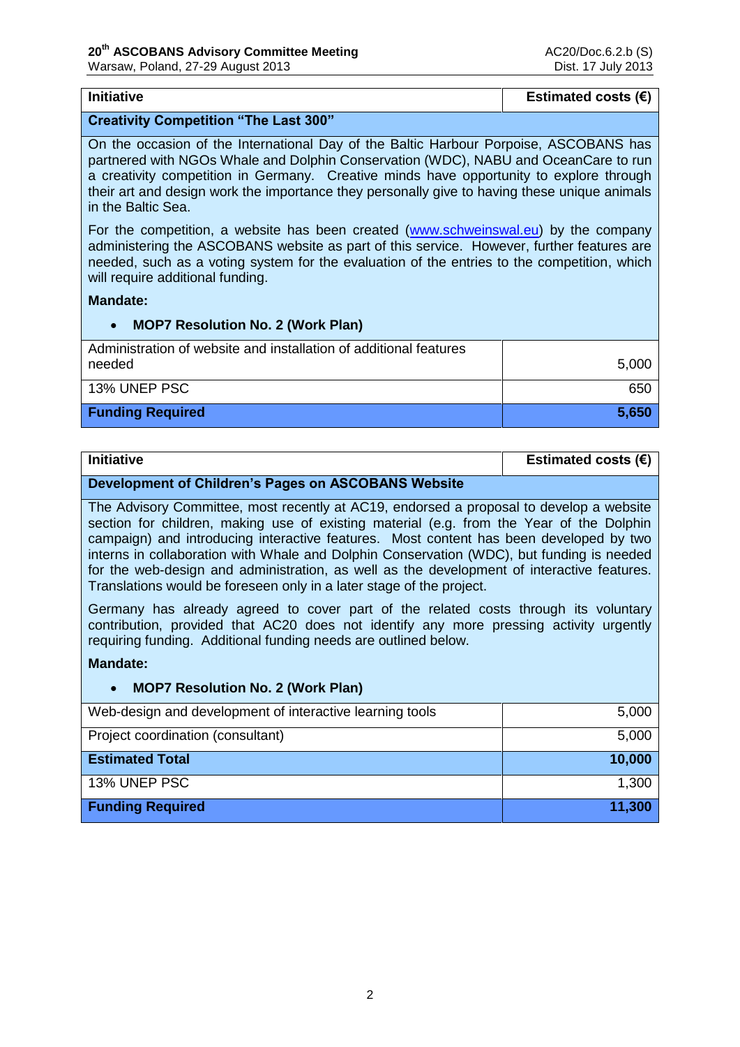| Initiative | Estimated costs (€) |
|---|---|
| **Creativity Competition "The Last 300"** | |
| On the occasion of the International Day of the Baltic Harbour Porpoise, ASCOBANS has partnered with NGOs Whale and Dolphin Conservation (WDC), NABU and OceanCare to run a creativity competition in Germany. Creative minds have opportunity to explore through their art and design work the importance they personally give to having these unique animals in the Baltic Sea.<br><br>For the competition, a website has been created (www.schweinswal.eu) by the company administering the ASCOBANS website as part of this service. However, further features are needed, such as a voting system for the evaluation of the entries to the competition, which will require additional funding.<br><br>**Mandate:**<br><br>• **MOP7 Resolution No. 2 (Work Plan)** | |
| Administration of website and installation of additional features needed | 5,000 |
| 13% UNEP PSC | 650 |
| **Funding Required** | **5,650** |

| Initiative | Estimated costs (€) |
|---|---|
| **Development of Children's Pages on ASCOBANS Website** | |
| The Advisory Committee, most recently at AC19, endorsed a proposal to develop a website section for children, making use of existing material (e.g. from the Year of the Dolphin campaign) and introducing interactive features. Most content has been developed by two interns in collaboration with Whale and Dolphin Conservation (WDC), but funding is needed for the web-design and administration, as well as the development of interactive features. Translations would be foreseen only in a later stage of the project.<br><br>Germany has already agreed to cover part of the related costs through its voluntary contribution, provided that AC20 does not identify any more pressing activity urgently requiring funding. Additional funding needs are outlined below.<br><br>**Mandate:**<br><br>• **MOP7 Resolution No. 2 (Work Plan)** | |
| Web-design and development of interactive learning tools | 5,000 |
| Project coordination (consultant) | 5,000 |
| **Estimated Total** | **10,000** |
| 13% UNEP PSC | 1,300 |
| **Funding Required** | **11,300** |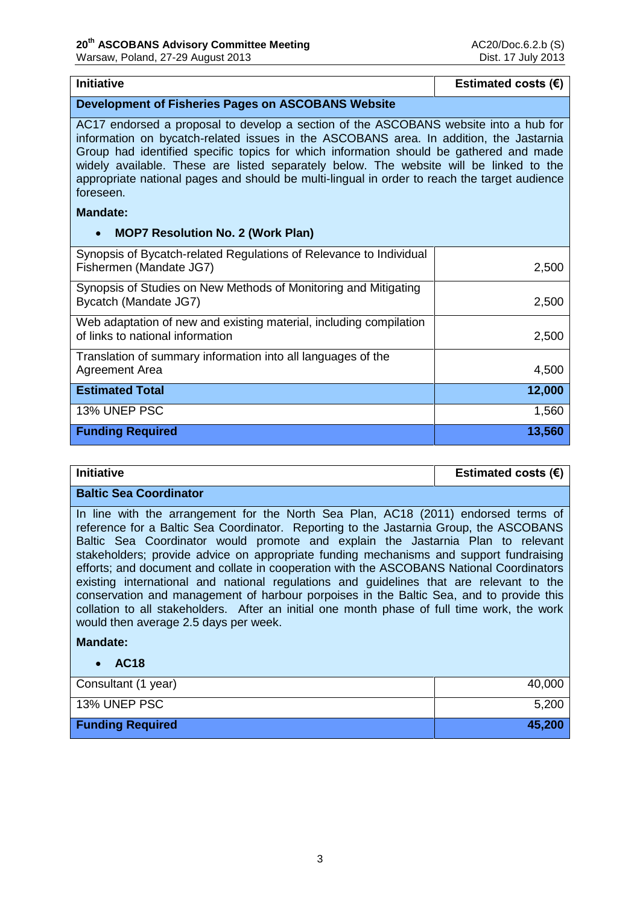| Initiative | Estimated costs (€) |
| --- | --- |
| **Development of Fisheries Pages on ASCOBANS Website** | |
| AC17 endorsed a proposal to develop a section of the ASCOBANS website into a hub for information on bycatch-related issues in the ASCOBANS area. In addition, the Jastarnia Group had identified specific topics for which information should be gathered and made widely available. These are listed separately below. The website will be linked to the appropriate national pages and should be multi-lingual in order to reach the target audience foreseen.<br><br>**Mandate:**<br><br>• **MOP7 Resolution No. 2 (Work Plan)** | |
| Synopsis of Bycatch-related Regulations of Relevance to Individual Fishermen (Mandate JG7) | 2,500 |
| Synopsis of Studies on New Methods of Monitoring and Mitigating Bycatch (Mandate JG7) | 2,500 |
| Web adaptation of new and existing material, including compilation of links to national information | 2,500 |
| Translation of summary information into all languages of the Agreement Area | 4,500 |
| **Estimated Total** | **12,000** |
| 13% UNEP PSC | 1,560 |
| **Funding Required** | **13,560** |

| Initiative | Estimated costs (€) |
| --- | --- |
| **Baltic Sea Coordinator** | |
| In line with the arrangement for the North Sea Plan, AC18 (2011) endorsed terms of reference for a Baltic Sea Coordinator. Reporting to the Jastarnia Group, the ASCOBANS Baltic Sea Coordinator would promote and explain the Jastarnia Plan to relevant stakeholders; provide advice on appropriate funding mechanisms and support fundraising efforts; and document and collate in cooperation with the ASCOBANS National Coordinators existing international and national regulations and guidelines that are relevant to the conservation and management of harbour porpoises in the Baltic Sea, and to provide this collation to all stakeholders. After an initial one month phase of full time work, the work would then average 2.5 days per week.<br><br>**Mandate:**<br><br>• **AC18** | |
| Consultant (1 year) | 40,000 |
| 13% UNEP PSC | 5,200 |
| **Funding Required** | **45,200** |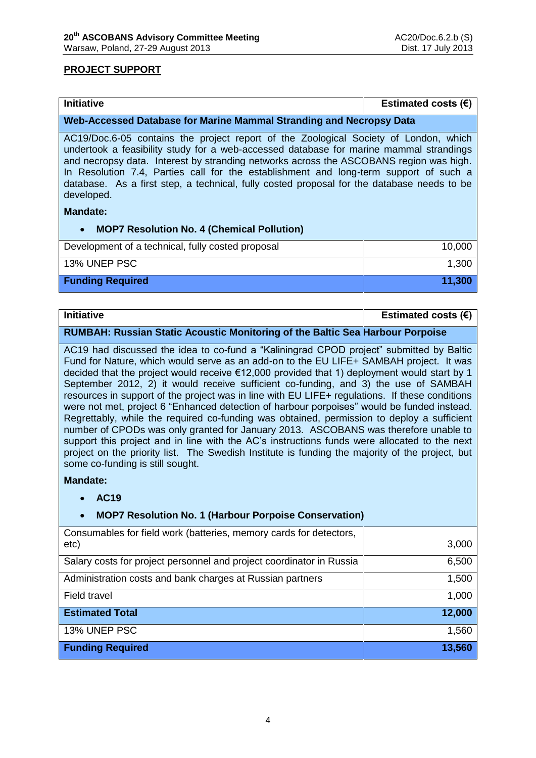## PROJECT SUPPORT

| Initiative | Estimated costs (€) |
|---|---|
| **Web-Accessed Database for Marine Mammal Stranding and Necropsy Data** | |
| AC19/Doc.6-05 contains the project report of the Zoological Society of London, which undertook a feasibility study for a web-accessed database for marine mammal strandings and necropsy data. Interest by stranding networks across the ASCOBANS region was high. In Resolution 7.4, Parties call for the establishment and long-term support of such a database. As a first step, a technical, fully costed proposal for the database needs to be developed.<br><br>**Mandate:**<br>• **MOP7 Resolution No. 4 (Chemical Pollution)** | |
| Development of a technical, fully costed proposal | 10,000 |
| 13% UNEP PSC | 1,300 |
| **Funding Required** | **11,300** |

| Initiative | Estimated costs (€) |
|---|---|
| **RUMBAH: Russian Static Acoustic Monitoring of the Baltic Sea Harbour Porpoise** | |
| AC19 had discussed the idea to co-fund a "Kaliningrad CPOD project" submitted by Baltic Fund for Nature, which would serve as an add-on to the EU LIFE+ SAMBAH project. It was decided that the project would receive €12,000 provided that 1) deployment would start by 1 September 2012, 2) it would receive sufficient co-funding, and 3) the use of SAMBAH resources in support of the project was in line with EU LIFE+ regulations. If these conditions were not met, project 6 "Enhanced detection of harbour porpoises" would be funded instead. Regrettably, while the required co-funding was obtained, permission to deploy a sufficient number of CPODs was only granted for January 2013. ASCOBANS was therefore unable to support this project and in line with the AC's instructions funds were allocated to the next project on the priority list. The Swedish Institute is funding the majority of the project, but some co-funding is still sought.<br><br>**Mandate:**<br>• **AC19**<br>• **MOP7 Resolution No. 1 (Harbour Porpoise Conservation)** | |
| Consumables for field work (batteries, memory cards for detectors, etc) | 3,000 |
| Salary costs for project personnel and project coordinator in Russia | 6,500 |
| Administration costs and bank charges at Russian partners | 1,500 |
| Field travel | 1,000 |
| **Estimated Total** | **12,000** |
| 13% UNEP PSC | 1,560 |
| **Funding Required** | **13,560** |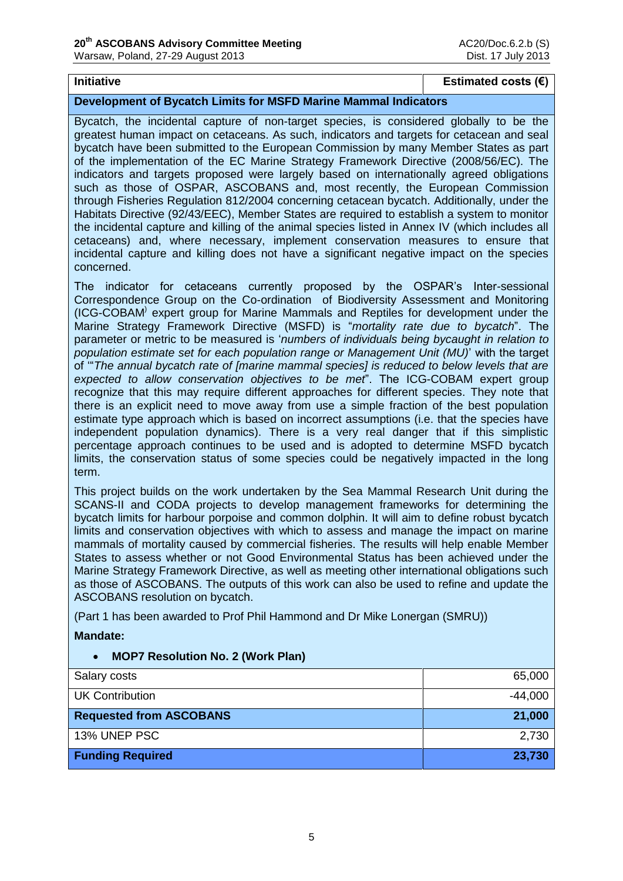| Initiative | Estimated costs (€) |
|---|---|
| **Development of Bycatch Limits for MSFD Marine Mammal Indicators** | |

Bycatch, the incidental capture of non-target species, is considered globally to be the greatest human impact on cetaceans. As such, indicators and targets for cetacean and seal bycatch have been submitted to the European Commission by many Member States as part of the implementation of the EC Marine Strategy Framework Directive (2008/56/EC). The indicators and targets proposed were largely based on internationally agreed obligations such as those of OSPAR, ASCOBANS and, most recently, the European Commission through Fisheries Regulation 812/2004 concerning cetacean bycatch. Additionally, under the Habitats Directive (92/43/EEC), Member States are required to establish a system to monitor the incidental capture and killing of the animal species listed in Annex IV (which includes all cetaceans) and, where necessary, implement conservation measures to ensure that incidental capture and killing does not have a significant negative impact on the species concerned.

The indicator for cetaceans currently proposed by the OSPAR's Inter-sessional Correspondence Group on the Co-ordination of Biodiversity Assessment and Monitoring (ICG-COBAM)' expert group for Marine Mammals and Reptiles for development under the Marine Strategy Framework Directive (MSFD) is "*mortality rate due to bycatch*". The parameter or metric to be measured is '*numbers of individuals being bycaught in relation to population estimate set for each population range or Management Unit (MU)*' with the target of '"*The annual bycatch rate of [marine mammal species] is reduced to below levels that are expected to allow conservation objectives to be met*". The ICG-COBAM expert group recognize that this may require different approaches for different species. They note that there is an explicit need to move away from use a simple fraction of the best population estimate type approach which is based on incorrect assumptions (i.e. that the species have independent population dynamics). There is a very real danger that if this simplistic percentage approach continues to be used and is adopted to determine MSFD bycatch limits, the conservation status of some species could be negatively impacted in the long term.

This project builds on the work undertaken by the Sea Mammal Research Unit during the SCANS-II and CODA projects to develop management frameworks for determining the bycatch limits for harbour porpoise and common dolphin. It will aim to define robust bycatch limits and conservation objectives with which to assess and manage the impact on marine mammals of mortality caused by commercial fisheries. The results will help enable Member States to assess whether or not Good Environmental Status has been achieved under the Marine Strategy Framework Directive, as well as meeting other international obligations such as those of ASCOBANS. The outputs of this work can also be used to refine and update the ASCOBANS resolution on bycatch.

(Part 1 has been awarded to Prof Phil Hammond and Dr Mike Lonergan (SMRU))

**Mandate:**

- **MOP7 Resolution No. 2 (Work Plan)**

| | |
|---|---|
| Salary costs | 65,000 |
| UK Contribution | -44,000 |
| **Requested from ASCOBANS** | **21,000** |
| 13% UNEP PSC | 2,730 |
| **Funding Required** | **23,730** |